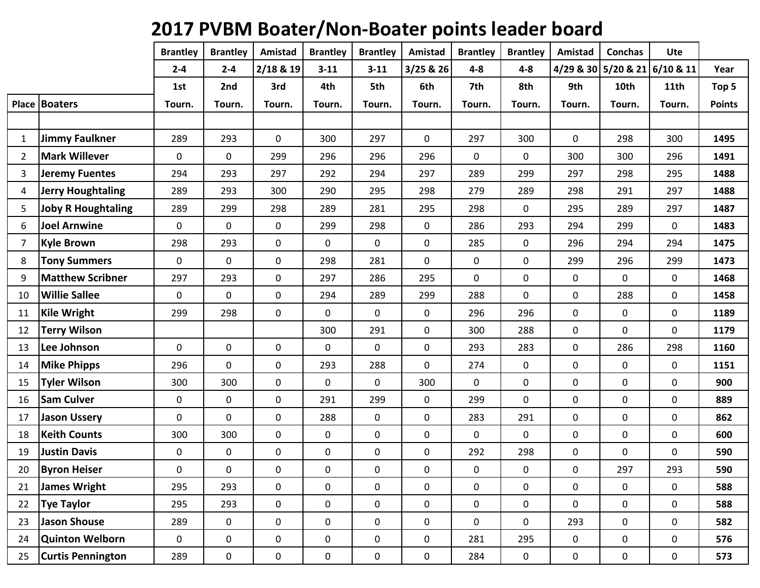# 2017 PVBM Boater/Non-Boater points leader board

| | | Brantley | Brantley | Amistad | Brantley | Brantley | Amistad | Brantley | Brantley | Amistad | Conchas | Ute | |
|---|---|---|---|---|---|---|---|---|---|---|---|---|---|
| | | 2-4 | 2-4 | 2/18 & 19 | 3-11 | 3-11 | 3/25 & 26 | 4-8 | 4-8 | 4/29 & 30 | 5/20 & 21 | 6/10 & 11 | Year |
| | | 1st | 2nd | 3rd | 4th | 5th | 6th | 7th | 8th | 9th | 10th | 11th | Top 5 |
| **Place** | **Boaters** | Tourn. | Tourn. | Tourn. | Tourn. | Tourn. | Tourn. | Tourn. | Tourn. | Tourn. | Tourn. | Tourn. | Points |
| | | | | | | | | | | | | | |
| 1 | **Jimmy Faulkner** | 289 | 293 | 0 | 300 | 297 | 0 | 297 | 300 | 0 | 298 | 300 | **1495** |
| 2 | **Mark Willever** | 0 | 0 | 299 | 296 | 296 | 296 | 0 | 0 | 300 | 300 | 296 | **1491** |
| 3 | **Jeremy Fuentes** | 294 | 293 | 297 | 292 | 294 | 297 | 289 | 299 | 297 | 298 | 295 | **1488** |
| 4 | **Jerry Houghtaling** | 289 | 293 | 300 | 290 | 295 | 298 | 279 | 289 | 298 | 291 | 297 | **1488** |
| 5 | **Joby R Houghtaling** | 289 | 299 | 298 | 289 | 281 | 295 | 298 | 0 | 295 | 289 | 297 | **1487** |
| 6 | **Joel Arnwine** | 0 | 0 | 0 | 299 | 298 | 0 | 286 | 293 | 294 | 299 | 0 | **1483** |
| 7 | **Kyle Brown** | 298 | 293 | 0 | 0 | 0 | 0 | 285 | 0 | 296 | 294 | 294 | **1475** |
| 8 | **Tony Summers** | 0 | 0 | 0 | 298 | 281 | 0 | 0 | 0 | 299 | 296 | 299 | **1473** |
| 9 | **Matthew Scribner** | 297 | 293 | 0 | 297 | 286 | 295 | 0 | 0 | 0 | 0 | 0 | **1468** |
| 10 | **Willie Sallee** | 0 | 0 | 0 | 294 | 289 | 299 | 288 | 0 | 0 | 288 | 0 | **1458** |
| 11 | **Kile Wright** | 299 | 298 | 0 | 0 | 0 | 0 | 296 | 296 | 0 | 0 | 0 | **1189** |
| 12 | **Terry Wilson** | | | | 300 | 291 | 0 | 300 | 288 | 0 | 0 | 0 | **1179** |
| 13 | **Lee Johnson** | 0 | 0 | 0 | 0 | 0 | 0 | 293 | 283 | 0 | 286 | 298 | **1160** |
| 14 | **Mike Phipps** | 296 | 0 | 0 | 293 | 288 | 0 | 274 | 0 | 0 | 0 | 0 | **1151** |
| 15 | **Tyler Wilson** | 300 | 300 | 0 | 0 | 0 | 300 | 0 | 0 | 0 | 0 | 0 | **900** |
| 16 | **Sam Culver** | 0 | 0 | 0 | 291 | 299 | 0 | 299 | 0 | 0 | 0 | 0 | **889** |
| 17 | **Jason Ussery** | 0 | 0 | 0 | 288 | 0 | 0 | 283 | 291 | 0 | 0 | 0 | **862** |
| 18 | **Keith Counts** | 300 | 300 | 0 | 0 | 0 | 0 | 0 | 0 | 0 | 0 | 0 | **600** |
| 19 | **Justin Davis** | 0 | 0 | 0 | 0 | 0 | 0 | 292 | 298 | 0 | 0 | 0 | **590** |
| 20 | **Byron Heiser** | 0 | 0 | 0 | 0 | 0 | 0 | 0 | 0 | 0 | 297 | 293 | **590** |
| 21 | **James Wright** | 295 | 293 | 0 | 0 | 0 | 0 | 0 | 0 | 0 | 0 | 0 | **588** |
| 22 | **Tye Taylor** | 295 | 293 | 0 | 0 | 0 | 0 | 0 | 0 | 0 | 0 | 0 | **588** |
| 23 | **Jason Shouse** | 289 | 0 | 0 | 0 | 0 | 0 | 0 | 0 | 293 | 0 | 0 | **582** |
| 24 | **Quinton Welborn** | 0 | 0 | 0 | 0 | 0 | 0 | 281 | 295 | 0 | 0 | 0 | **576** |
| 25 | **Curtis Pennington** | 289 | 0 | 0 | 0 | 0 | 0 | 284 | 0 | 0 | 0 | 0 | **573** |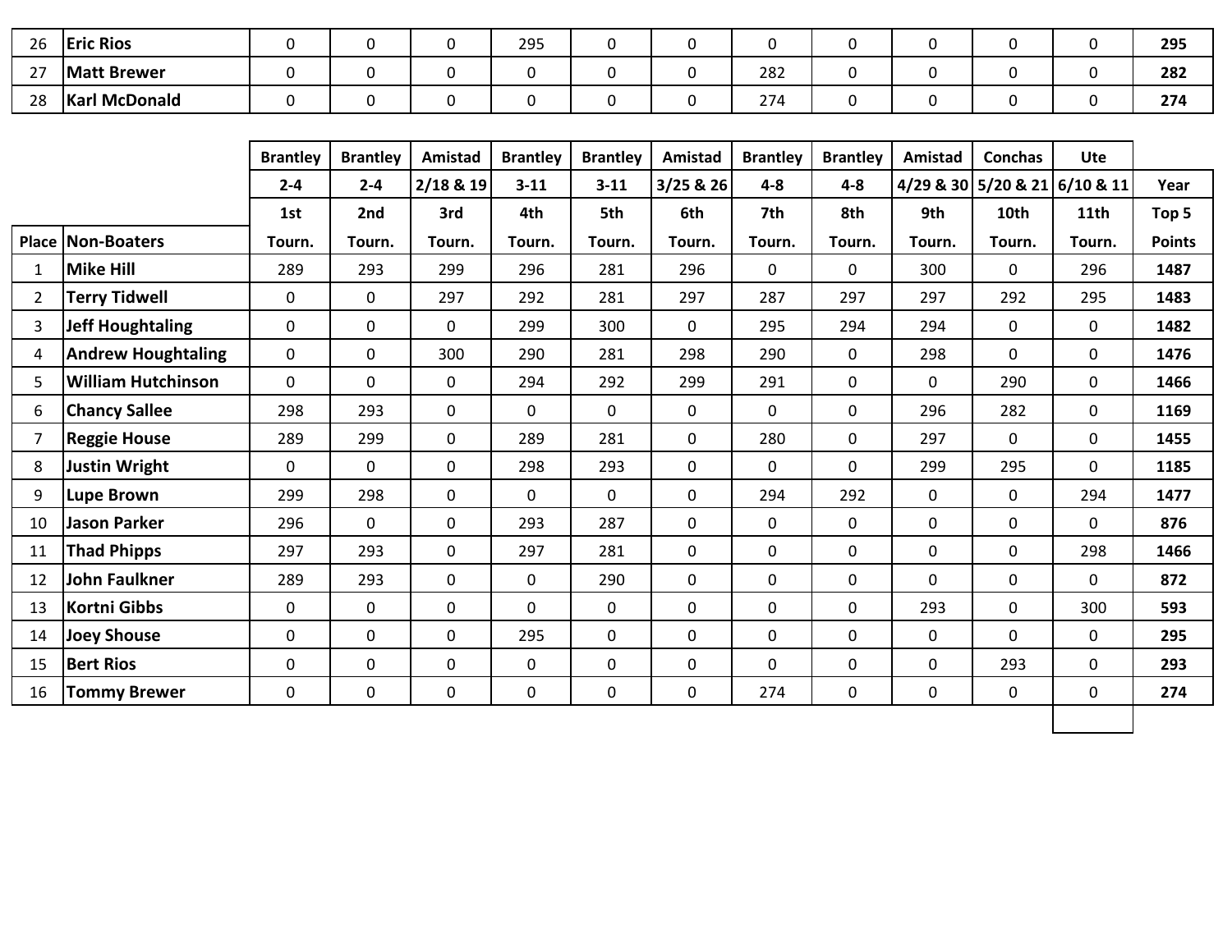| | | | | | | | | | | | | | |
|---|---|---|---|---|---|---|---|---|---|---|---|---|---|
| 26 | **Eric Rios** | 0 | 0 | 0 | 295 | 0 | 0 | 0 | 0 | 0 | 0 | 0 | **295** |
| 27 | **Matt Brewer** | 0 | 0 | 0 | 0 | 0 | 0 | 282 | 0 | 0 | 0 | 0 | **282** |
| 28 | **Karl McDonald** | 0 | 0 | 0 | 0 | 0 | 0 | 274 | 0 | 0 | 0 | 0 | **274** |

| | | **Brantley** | **Brantley** | **Amistad** | **Brantley** | **Brantley** | **Amistad** | **Brantley** | **Brantley** | **Amistad** | **Conchas** | **Ute** | |
|---|---|---|---|---|---|---|---|---|---|---|---|---|---|
| | | **2-4** | **2-4** | **2/18 & 19** | **3-11** | **3-11** | **3/25 & 26** | **4-8** | **4-8** | **4/29 & 30** | **5/20 & 21** | **6/10 & 11** | **Year** |
| | | **1st** | **2nd** | **3rd** | **4th** | **5th** | **6th** | **7th** | **8th** | **9th** | **10th** | **11th** | **Top 5** |
| **Place** | **Non-Boaters** | **Tourn.** | **Tourn.** | **Tourn.** | **Tourn.** | **Tourn.** | **Tourn.** | **Tourn.** | **Tourn.** | **Tourn.** | **Tourn.** | **Tourn.** | **Points** |
| 1 | **Mike Hill** | 289 | 293 | 299 | 296 | 281 | 296 | 0 | 0 | 300 | 0 | 296 | **1487** |
| 2 | **Terry Tidwell** | 0 | 0 | 297 | 292 | 281 | 297 | 287 | 297 | 297 | 292 | 295 | **1483** |
| 3 | **Jeff Houghtaling** | 0 | 0 | 0 | 299 | 300 | 0 | 295 | 294 | 294 | 0 | 0 | **1482** |
| 4 | **Andrew Houghtaling** | 0 | 0 | 300 | 290 | 281 | 298 | 290 | 0 | 298 | 0 | 0 | **1476** |
| 5 | **William Hutchinson** | 0 | 0 | 0 | 294 | 292 | 299 | 291 | 0 | 0 | 290 | 0 | **1466** |
| 6 | **Chancy Sallee** | 298 | 293 | 0 | 0 | 0 | 0 | 0 | 0 | 296 | 282 | 0 | **1169** |
| 7 | **Reggie House** | 289 | 299 | 0 | 289 | 281 | 0 | 280 | 0 | 297 | 0 | 0 | **1455** |
| 8 | **Justin Wright** | 0 | 0 | 0 | 298 | 293 | 0 | 0 | 0 | 299 | 295 | 0 | **1185** |
| 9 | **Lupe Brown** | 299 | 298 | 0 | 0 | 0 | 0 | 294 | 292 | 0 | 0 | 294 | **1477** |
| 10 | **Jason Parker** | 296 | 0 | 0 | 293 | 287 | 0 | 0 | 0 | 0 | 0 | 0 | **876** |
| 11 | **Thad Phipps** | 297 | 293 | 0 | 297 | 281 | 0 | 0 | 0 | 0 | 0 | 298 | **1466** |
| 12 | **John Faulkner** | 289 | 293 | 0 | 0 | 290 | 0 | 0 | 0 | 0 | 0 | 0 | **872** |
| 13 | **Kortni Gibbs** | 0 | 0 | 0 | 0 | 0 | 0 | 0 | 0 | 293 | 0 | 300 | **593** |
| 14 | **Joey Shouse** | 0 | 0 | 0 | 295 | 0 | 0 | 0 | 0 | 0 | 0 | 0 | **295** |
| 15 | **Bert Rios** | 0 | 0 | 0 | 0 | 0 | 0 | 0 | 0 | 0 | 293 | 0 | **293** |
| 16 | **Tommy Brewer** | 0 | 0 | 0 | 0 | 0 | 0 | 274 | 0 | 0 | 0 | 0 | **274** |